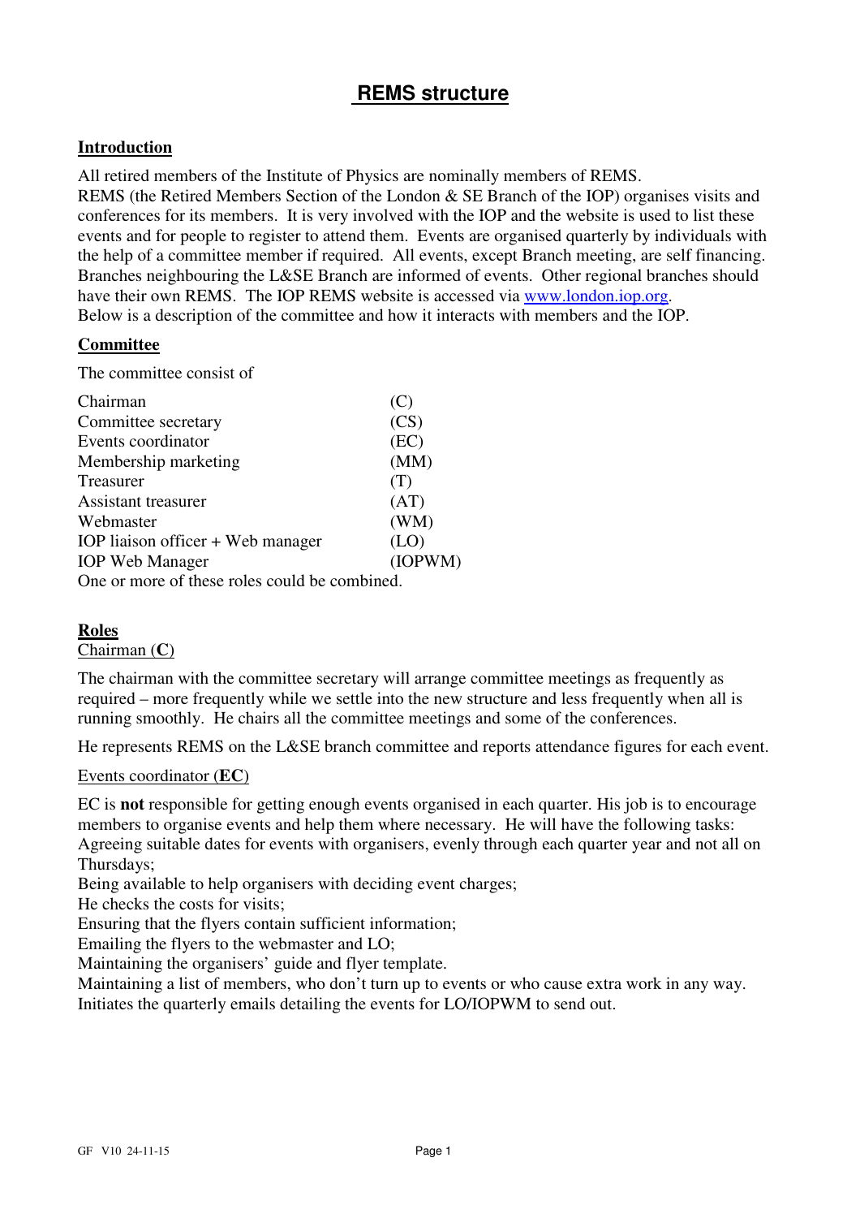# REMS structure

## Introduction

All retired members of the Institute of Physics are nominally members of REMS.
REMS (the Retired Members Section of the London & SE Branch of the IOP) organises visits and conferences for its members. It is very involved with the IOP and the website is used to list these events and for people to register to attend them. Events are organised quarterly by individuals with the help of a committee member if required. All events, except Branch meeting, are self financing. Branches neighbouring the L&SE Branch are informed of events. Other regional branches should have their own REMS. The IOP REMS website is accessed via [www.london.iop.org](http://www.london.iop.org).
Below is a description of the committee and how it interacts with members and the IOP.

## Committee

The committee consist of

| | |
|---|---|
| Chairman | (C) |
| Committee secretary | (CS) |
| Events coordinator | (EC) |
| Membership marketing | (MM) |
| Treasurer | (T) |
| Assistant treasurer | (AT) |
| Webmaster | (WM) |
| IOP liaison officer + Web manager | (LO) |
| IOP Web Manager | (IOPWM) |

One or more of these roles could be combined.

## Roles

### Chairman (**C**)

The chairman with the committee secretary will arrange committee meetings as frequently as required – more frequently while we settle into the new structure and less frequently when all is running smoothly. He chairs all the committee meetings and some of the conferences.

He represents REMS on the L&SE branch committee and reports attendance figures for each event.

### Events coordinator (**EC**)

EC is **not** responsible for getting enough events organised in each quarter. His job is to encourage members to organise events and help them where necessary. He will have the following tasks:
Agreeing suitable dates for events with organisers, evenly through each quarter year and not all on Thursdays;
Being available to help organisers with deciding event charges;
He checks the costs for visits;
Ensuring that the flyers contain sufficient information;
Emailing the flyers to the webmaster and LO;
Maintaining the organisers' guide and flyer template.
Maintaining a list of members, who don't turn up to events or who cause extra work in any way.
Initiates the quarterly emails detailing the events for LO/IOPWM to send out.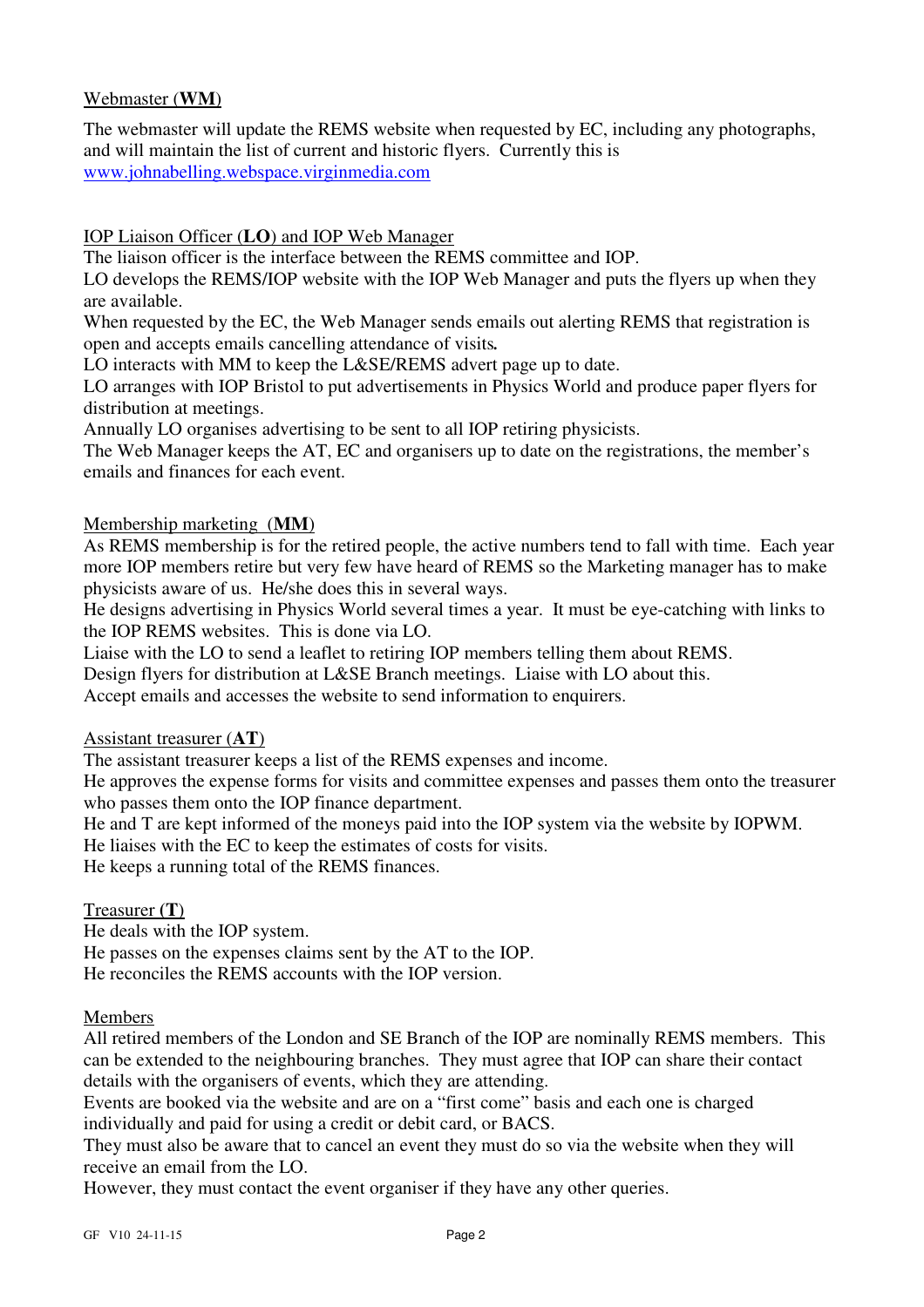Webmaster (**WM**)

The webmaster will update the REMS website when requested by EC, including any photographs, and will maintain the list of current and historic flyers. Currently this is
www.johnabelling.webspace.virginmedia.com

IOP Liaison Officer (**LO**) and IOP Web Manager

The liaison officer is the interface between the REMS committee and IOP.
LO develops the REMS/IOP website with the IOP Web Manager and puts the flyers up when they are available.
When requested by the EC, the Web Manager sends emails out alerting REMS that registration is open and accepts emails cancelling attendance of visits**.**
LO interacts with MM to keep the L&SE/REMS advert page up to date.
LO arranges with IOP Bristol to put advertisements in Physics World and produce paper flyers for distribution at meetings.
Annually LO organises advertising to be sent to all IOP retiring physicists.
The Web Manager keeps the AT, EC and organisers up to date on the registrations, the member's emails and finances for each event.

Membership marketing (**MM**)

As REMS membership is for the retired people, the active numbers tend to fall with time. Each year more IOP members retire but very few have heard of REMS so the Marketing manager has to make physicists aware of us. He/she does this in several ways.
He designs advertising in Physics World several times a year. It must be eye-catching with links to the IOP REMS websites. This is done via LO.
Liaise with the LO to send a leaflet to retiring IOP members telling them about REMS.
Design flyers for distribution at L&SE Branch meetings. Liaise with LO about this.
Accept emails and accesses the website to send information to enquirers.

Assistant treasurer (**AT**)

The assistant treasurer keeps a list of the REMS expenses and income.
He approves the expense forms for visits and committee expenses and passes them onto the treasurer who passes them onto the IOP finance department.
He and T are kept informed of the moneys paid into the IOP system via the website by IOPWM.
He liaises with the EC to keep the estimates of costs for visits.
He keeps a running total of the REMS finances.

Treasurer (**T**)

He deals with the IOP system.
He passes on the expenses claims sent by the AT to the IOP.
He reconciles the REMS accounts with the IOP version.

Members

All retired members of the London and SE Branch of the IOP are nominally REMS members. This can be extended to the neighbouring branches. They must agree that IOP can share their contact details with the organisers of events, which they are attending.
Events are booked via the website and are on a "first come" basis and each one is charged individually and paid for using a credit or debit card, or BACS.
They must also be aware that to cancel an event they must do so via the website when they will receive an email from the LO.
However, they must contact the event organiser if they have any other queries.

GF V10 24-11-15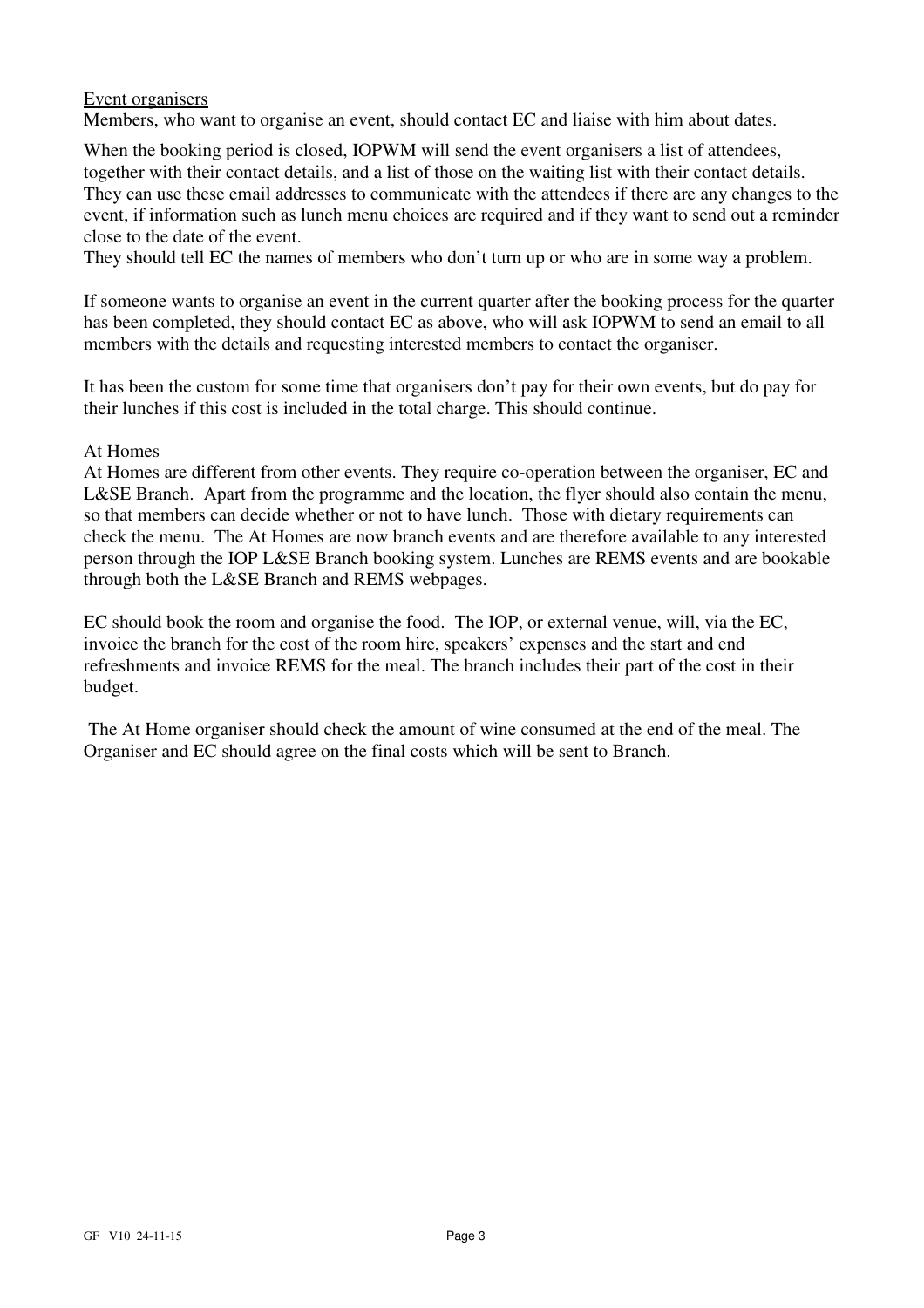Event organisers

Members, who want to organise an event, should contact EC and liaise with him about dates.

When the booking period is closed, IOPWM will send the event organisers a list of attendees, together with their contact details, and a list of those on the waiting list with their contact details. They can use these email addresses to communicate with the attendees if there are any changes to the event, if information such as lunch menu choices are required and if they want to send out a reminder close to the date of the event.
They should tell EC the names of members who don't turn up or who are in some way a problem.

If someone wants to organise an event in the current quarter after the booking process for the quarter has been completed, they should contact EC as above, who will ask IOPWM to send an email to all members with the details and requesting interested members to contact the organiser.

It has been the custom for some time that organisers don't pay for their own events, but do pay for their lunches if this cost is included in the total charge. This should continue.

At Homes

At Homes are different from other events. They require co-operation between the organiser, EC and L&SE Branch. Apart from the programme and the location, the flyer should also contain the menu, so that members can decide whether or not to have lunch. Those with dietary requirements can check the menu. The At Homes are now branch events and are therefore available to any interested person through the IOP L&SE Branch booking system. Lunches are REMS events and are bookable through both the L&SE Branch and REMS webpages.

EC should book the room and organise the food. The IOP, or external venue, will, via the EC, invoice the branch for the cost of the room hire, speakers' expenses and the start and end refreshments and invoice REMS for the meal. The branch includes their part of the cost in their budget.

The At Home organiser should check the amount of wine consumed at the end of the meal. The Organiser and EC should agree on the final costs which will be sent to Branch.